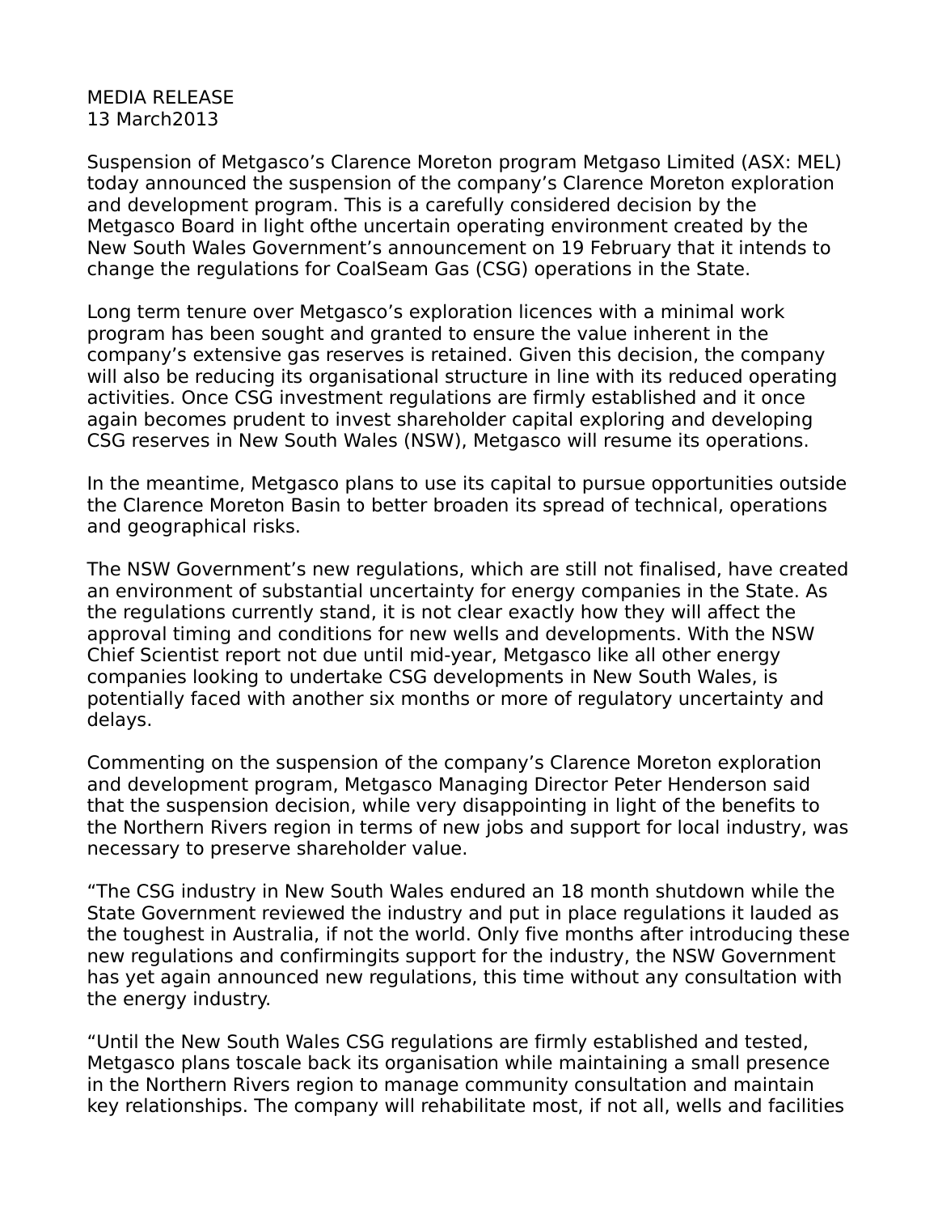MEDIA RELEASE
13 March2013

Suspension of Metgasco's Clarence Moreton program Metgaso Limited (ASX: MEL) today announced the suspension of the company's Clarence Moreton exploration and development program. This is a carefully considered decision by the Metgasco Board in light ofthe uncertain operating environment created by the New South Wales Government's announcement on 19 February that it intends to change the regulations for CoalSeam Gas (CSG) operations in the State.

Long term tenure over Metgasco's exploration licences with a minimal work program has been sought and granted to ensure the value inherent in the company's extensive gas reserves is retained. Given this decision, the company will also be reducing its organisational structure in line with its reduced operating activities. Once CSG investment regulations are firmly established and it once again becomes prudent to invest shareholder capital exploring and developing CSG reserves in New South Wales (NSW), Metgasco will resume its operations.

In the meantime, Metgasco plans to use its capital to pursue opportunities outside the Clarence Moreton Basin to better broaden its spread of technical, operations and geographical risks.

The NSW Government's new regulations, which are still not finalised, have created an environment of substantial uncertainty for energy companies in the State. As the regulations currently stand, it is not clear exactly how they will affect the approval timing and conditions for new wells and developments. With the NSW Chief Scientist report not due until mid-year, Metgasco like all other energy companies looking to undertake CSG developments in New South Wales, is potentially faced with another six months or more of regulatory uncertainty and delays.

Commenting on the suspension of the company's Clarence Moreton exploration and development program, Metgasco Managing Director Peter Henderson said that the suspension decision, while very disappointing in light of the benefits to the Northern Rivers region in terms of new jobs and support for local industry, was necessary to preserve shareholder value.

"The CSG industry in New South Wales endured an 18 month shutdown while the State Government reviewed the industry and put in place regulations it lauded as the toughest in Australia, if not the world. Only five months after introducing these new regulations and confirmingits support for the industry, the NSW Government has yet again announced new regulations, this time without any consultation with the energy industry.

"Until the New South Wales CSG regulations are firmly established and tested, Metgasco plans toscale back its organisation while maintaining a small presence in the Northern Rivers region to manage community consultation and maintain key relationships. The company will rehabilitate most, if not all, wells and facilities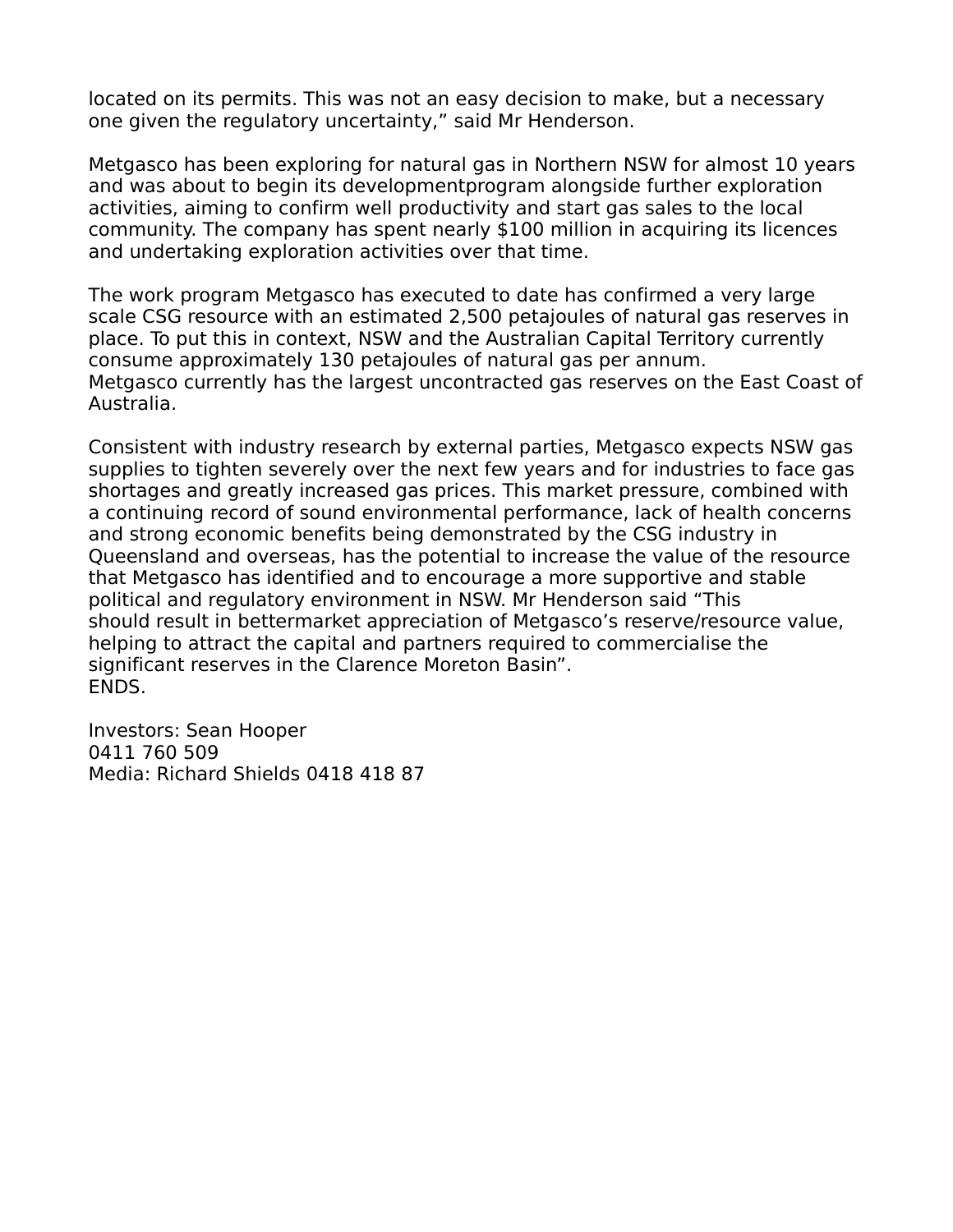located on its permits. This was not an easy decision to make, but a necessary one given the regulatory uncertainty," said Mr Henderson.

Metgasco has been exploring for natural gas in Northern NSW for almost 10 years and was about to begin its developmentprogram alongside further exploration activities, aiming to confirm well productivity and start gas sales to the local community. The company has spent nearly $100 million in acquiring its licences and undertaking exploration activities over that time.

The work program Metgasco has executed to date has confirmed a very large scale CSG resource with an estimated 2,500 petajoules of natural gas reserves in place. To put this in context, NSW and the Australian Capital Territory currently consume approximately 130 petajoules of natural gas per annum.
Metgasco currently has the largest uncontracted gas reserves on the East Coast of Australia.

Consistent with industry research by external parties, Metgasco expects NSW gas supplies to tighten severely over the next few years and for industries to face gas shortages and greatly increased gas prices. This market pressure, combined with a continuing record of sound environmental performance, lack of health concerns and strong economic benefits being demonstrated by the CSG industry in Queensland and overseas, has the potential to increase the value of the resource that Metgasco has identified and to encourage a more supportive and stable political and regulatory environment in NSW. Mr Henderson said "This should result in bettermarket appreciation of Metgasco's reserve/resource value, helping to attract the capital and partners required to commercialise the significant reserves in the Clarence Moreton Basin".
ENDS.

Investors: Sean Hooper
0411 760 509
Media: Richard Shields 0418 418 87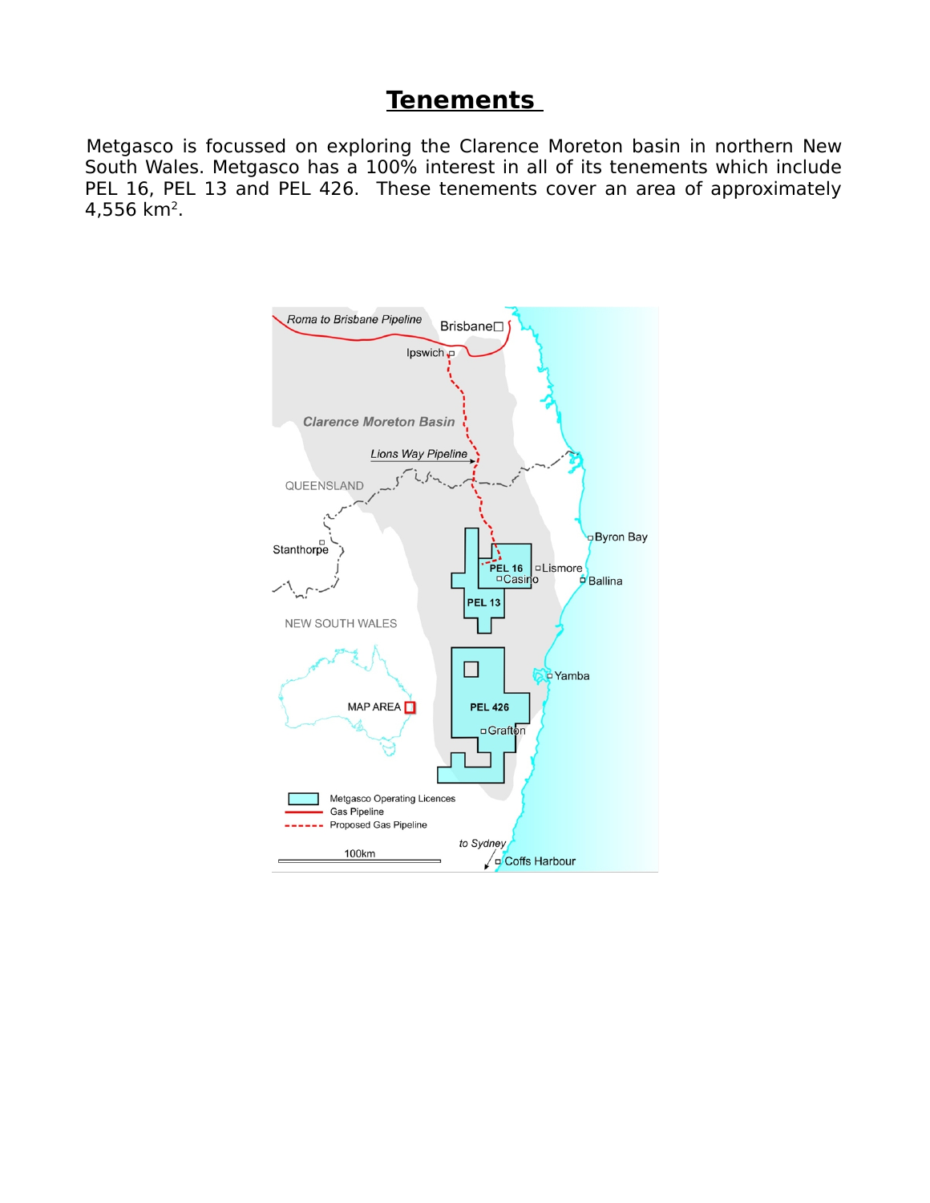# Tenements

Metgasco is focussed on exploring the Clarence Moreton basin in northern New South Wales. Metgasco has a 100% interest in all of its tenements which include PEL 16, PEL 13 and PEL 426. These tenements cover an area of approximately 4,556 km$^2$.

Roma to Brisbane Pipeline

Brisbane

Ipswich

Clarence Moreton Basin

Lions Way Pipeline

QUEENSLAND

Stanthorpe

Byron Bay

PEL 16

Lismore

Casino

Ballina

PEL 13

NEW SOUTH WALES

Yamba

MAP AREA

PEL 426

Grafton

Metgasco Operating Licences

Gas Pipeline

Proposed Gas Pipeline

100km

to Sydney

Coffs Harbour